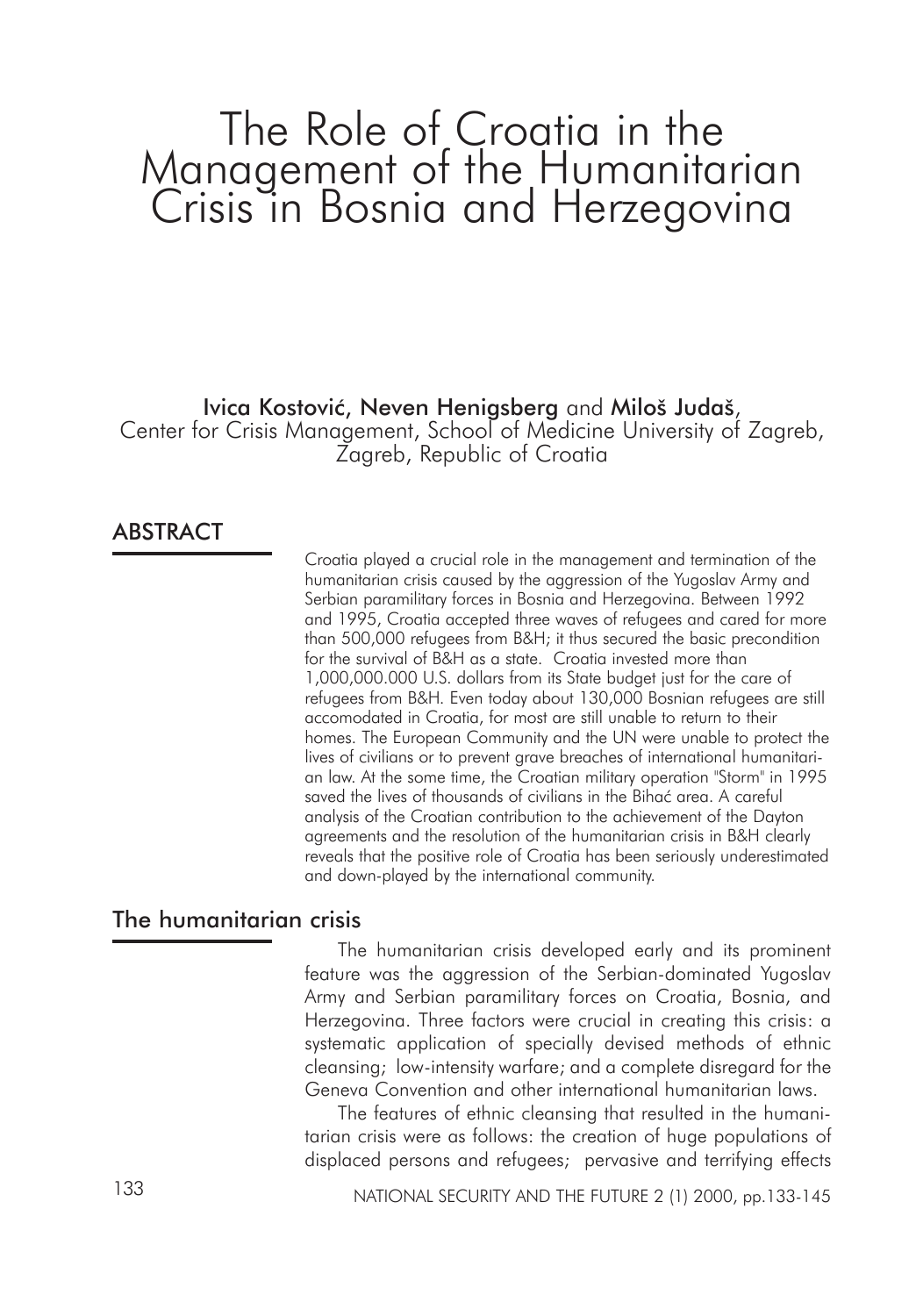# The Role of Croatia in the Management of the Humanitarian Crisis in Bosnia and Herzegovina

**Ivica Kostović, Neven Henigsberg** and **Miloš Judaš**,
Center for Crisis Management, School of Medicine University of Zagreb, Zagreb, Republic of Croatia

## ABSTRACT

Croatia played a crucial role in the management and termination of the humanitarian crisis caused by the aggression of the Yugoslav Army and Serbian paramilitary forces in Bosnia and Herzegovina. Between 1992 and 1995, Croatia accepted three waves of refugees and cared for more than 500,000 refugees from B&H; it thus secured the basic precondition for the survival of B&H as a state. Croatia invested more than 1,000,000.000 U.S. dollars from its State budget just for the care of refugees from B&H. Even today about 130,000 Bosnian refugees are still accomodated in Croatia, for most are still unable to return to their homes. The European Community and the UN were unable to protect the lives of civilians or to prevent grave breaches of international humanitarian law. At the some time, the Croatian military operation "Storm" in 1995 saved the lives of thousands of civilians in the Bihać area. A careful analysis of the Croatian contribution to the achievement of the Dayton agreements and the resolution of the humanitarian crisis in B&H clearly reveals that the positive role of Croatia has been seriously underestimated and down-played by the international community.

## The humanitarian crisis

The humanitarian crisis developed early and its prominent feature was the aggression of the Serbian-dominated Yugoslav Army and Serbian paramilitary forces on Croatia, Bosnia, and Herzegovina. Three factors were crucial in creating this crisis: a systematic application of specially devised methods of ethnic cleansing; low-intensity warfare; and a complete disregard for the Geneva Convention and other international humanitarian laws.

The features of ethnic cleansing that resulted in the humanitarian crisis were as follows: the creation of huge populations of displaced persons and refugees; pervasive and terrifying effects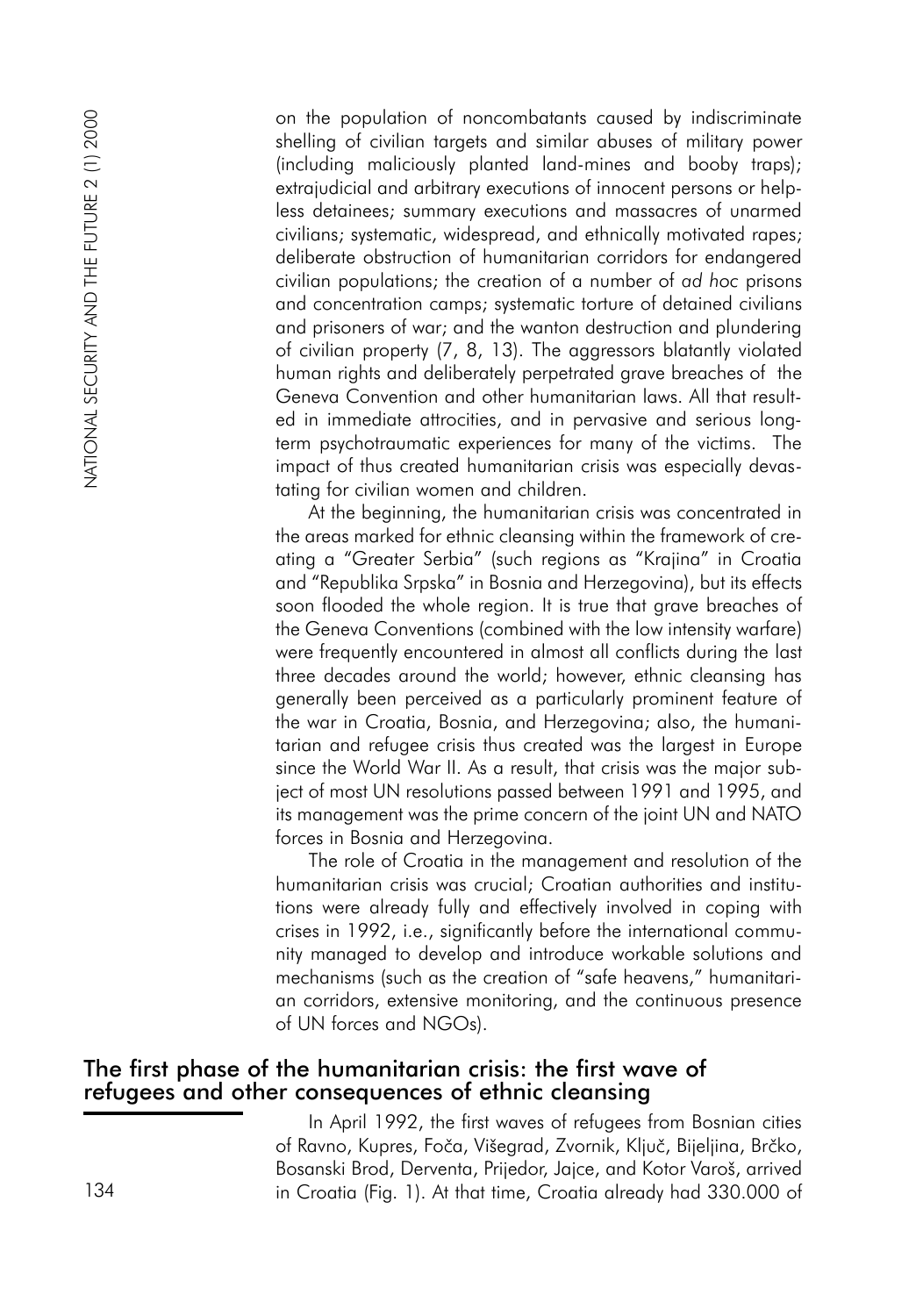on the population of noncombatants caused by indiscriminate shelling of civilian targets and similar abuses of military power (including maliciously planted land-mines and booby traps); extrajudicial and arbitrary executions of innocent persons or helpless detainees; summary executions and massacres of unarmed civilians; systematic, widespread, and ethnically motivated rapes; deliberate obstruction of humanitarian corridors for endangered civilian populations; the creation of a number of *ad hoc* prisons and concentration camps; systematic torture of detained civilians and prisoners of war; and the wanton destruction and plundering of civilian property (7, 8, 13). The aggressors blatantly violated human rights and deliberately perpetrated grave breaches of the Geneva Convention and other humanitarian laws. All that resulted in immediate attrocities, and in pervasive and serious long-term psychotraumatic experiences for many of the victims. The impact of thus created humanitarian crisis was especially devastating for civilian women and children.

At the beginning, the humanitarian crisis was concentrated in the areas marked for ethnic cleansing within the framework of creating a "Greater Serbia" (such regions as "Krajina" in Croatia and "Republika Srpska" in Bosnia and Herzegovina), but its effects soon flooded the whole region. It is true that grave breaches of the Geneva Conventions (combined with the low intensity warfare) were frequently encountered in almost all conflicts during the last three decades around the world; however, ethnic cleansing has generally been perceived as a particularly prominent feature of the war in Croatia, Bosnia, and Herzegovina; also, the humanitarian and refugee crisis thus created was the largest in Europe since the World War II. As a result, that crisis was the major subject of most UN resolutions passed between 1991 and 1995, and its management was the prime concern of the joint UN and NATO forces in Bosnia and Herzegovina.

The role of Croatia in the management and resolution of the humanitarian crisis was crucial; Croatian authorities and institutions were already fully and effectively involved in coping with crises in 1992, i.e., significantly before the international community managed to develop and introduce workable solutions and mechanisms (such as the creation of "safe heavens," humanitarian corridors, extensive monitoring, and the continuous presence of UN forces and NGOs).

## The first phase of the humanitarian crisis: the first wave of refugees and other consequences of ethnic cleansing

In April 1992, the first waves of refugees from Bosnian cities of Ravno, Kupres, Foča, Višegrad, Zvornik, Ključ, Bijeljina, Brčko, Bosanski Brod, Derventa, Prijedor, Jajce, and Kotor Varoš, arrived in Croatia (Fig. 1). At that time, Croatia already had 330.000 of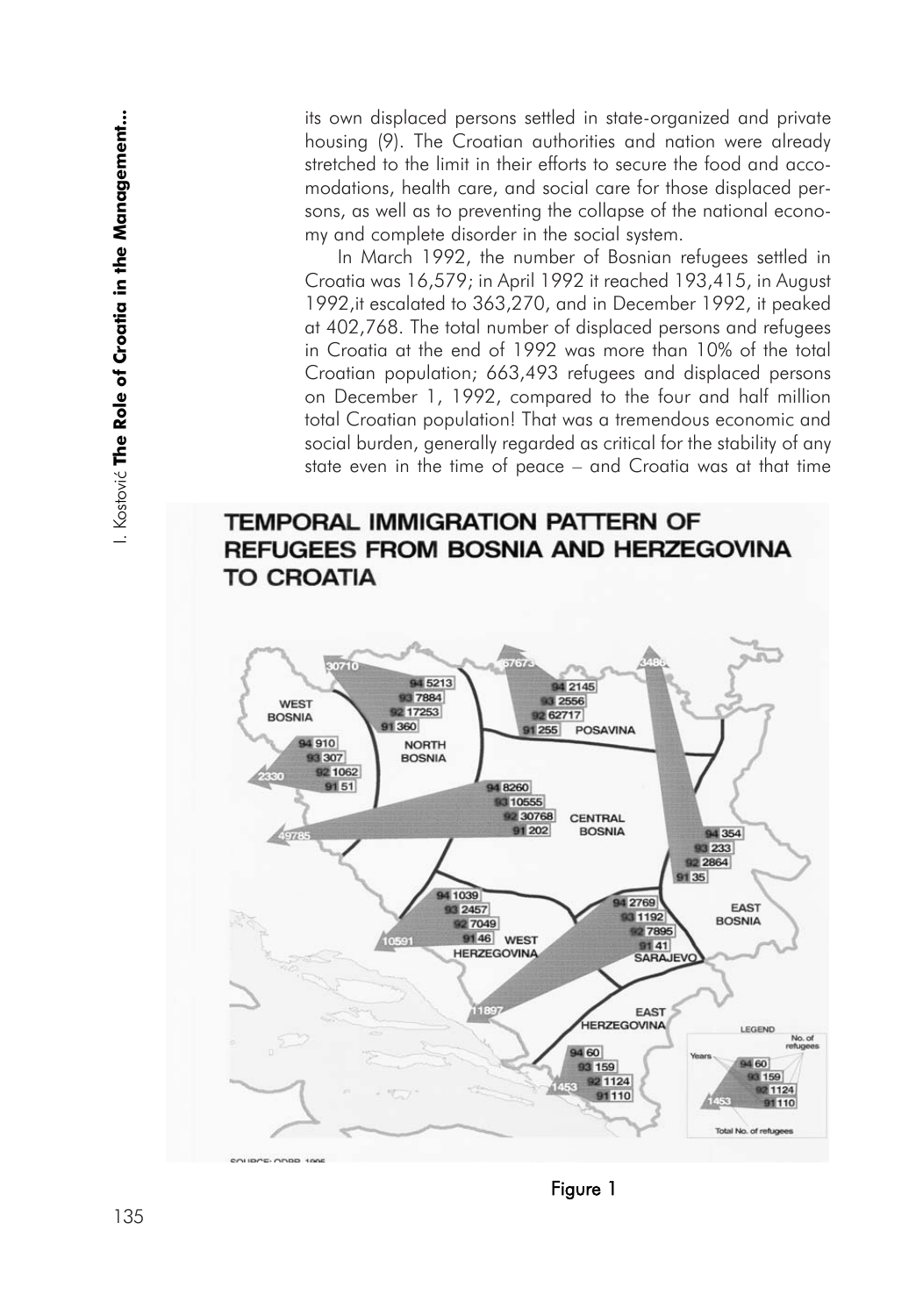its own displaced persons settled in state-organized and private housing (9). The Croatian authorities and nation were already stretched to the limit in their efforts to secure the food and accomodations, health care, and social care for those displaced persons, as well as to preventing the collapse of the national economy and complete disorder in the social system.

In March 1992, the number of Bosnian refugees settled in Croatia was 16,579; in April 1992 it reached 193,415, in August 1992,it escalated to 363,270, and in December 1992, it peaked at 402,768. The total number of displaced persons and refugees in Croatia at the end of 1992 was more than 10% of the total Croatian population; 663,493 refugees and displaced persons on December 1, 1992, compared to the four and half million total Croatian population! That was a tremendous economic and social burden, generally regarded as critical for the stability of any state even in the time of peace – and Croatia was at that time

**Figure 1**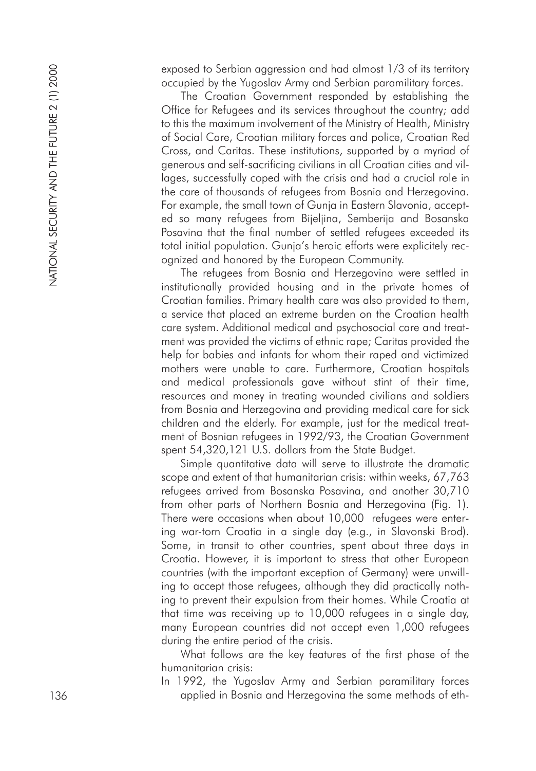exposed to Serbian aggression and had almost 1/3 of its territory occupied by the Yugoslav Army and Serbian paramilitary forces.

The Croatian Government responded by establishing the Office for Refugees and its services throughout the country; add to this the maximum involvement of the Ministry of Health, Ministry of Social Care, Croatian military forces and police, Croatian Red Cross, and Caritas. These institutions, supported by a myriad of generous and self-sacrificing civilians in all Croatian cities and villages, successfully coped with the crisis and had a crucial role in the care of thousands of refugees from Bosnia and Herzegovina. For example, the small town of Gunja in Eastern Slavonia, accepted so many refugees from Bijeljina, Semberija and Bosanska Posavina that the final number of settled refugees exceeded its total initial population. Gunja's heroic efforts were explicitely recognized and honored by the European Community.

The refugees from Bosnia and Herzegovina were settled in institutionally provided housing and in the private homes of Croatian families. Primary health care was also provided to them, a service that placed an extreme burden on the Croatian health care system. Additional medical and psychosocial care and treatment was provided the victims of ethnic rape; Caritas provided the help for babies and infants for whom their raped and victimized mothers were unable to care. Furthermore, Croatian hospitals and medical professionals gave without stint of their time, resources and money in treating wounded civilians and soldiers from Bosnia and Herzegovina and providing medical care for sick children and the elderly. For example, just for the medical treatment of Bosnian refugees in 1992/93, the Croatian Government spent 54,320,121 U.S. dollars from the State Budget.

Simple quantitative data will serve to illustrate the dramatic scope and extent of that humanitarian crisis: within weeks, 67,763 refugees arrived from Bosanska Posavina, and another 30,710 from other parts of Northern Bosnia and Herzegovina (Fig. 1). There were occasions when about 10,000 refugees were entering war-torn Croatia in a single day (e.g., in Slavonski Brod). Some, in transit to other countries, spent about three days in Croatia. However, it is important to stress that other European countries (with the important exception of Germany) were unwilling to accept those refugees, although they did practically nothing to prevent their expulsion from their homes. While Croatia at that time was receiving up to 10,000 refugees in a single day, many European countries did not accept even 1,000 refugees during the entire period of the crisis.

What follows are the key features of the first phase of the humanitarian crisis:

In 1992, the Yugoslav Army and Serbian paramilitary forces applied in Bosnia and Herzegovina the same methods of eth-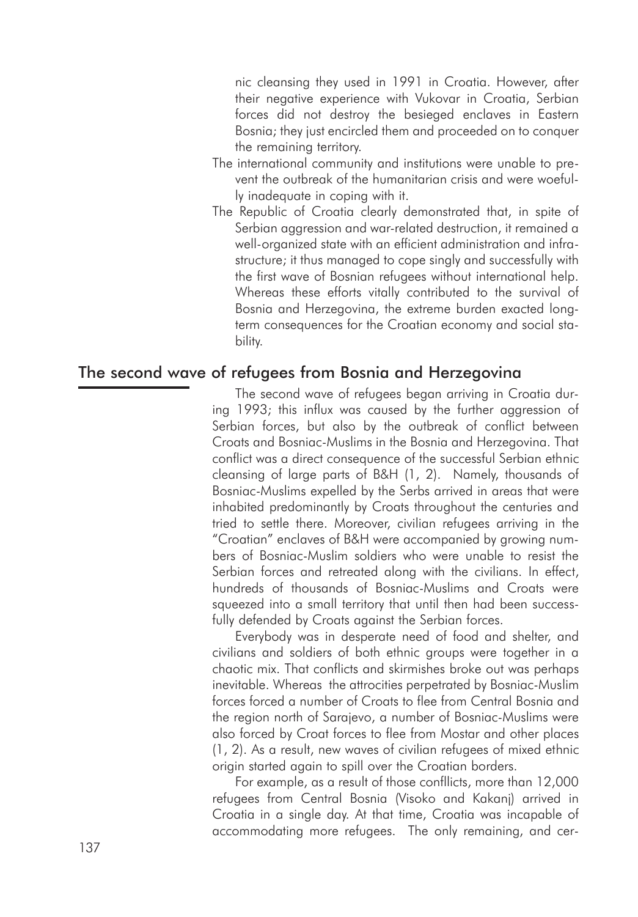nic cleansing they used in 1991 in Croatia. However, after their negative experience with Vukovar in Croatia, Serbian forces did not destroy the besieged enclaves in Eastern Bosnia; they just encircled them and proceeded on to conquer the remaining territory.

The international community and institutions were unable to prevent the outbreak of the humanitarian crisis and were woefully inadequate in coping with it.

The Republic of Croatia clearly demonstrated that, in spite of Serbian aggression and war-related destruction, it remained a well-organized state with an efficient administration and infrastructure; it thus managed to cope singly and successfully with the first wave of Bosnian refugees without international help. Whereas these efforts vitally contributed to the survival of Bosnia and Herzegovina, the extreme burden exacted long-term consequences for the Croatian economy and social stability.

## The second wave of refugees from Bosnia and Herzegovina

The second wave of refugees began arriving in Croatia during 1993; this influx was caused by the further aggression of Serbian forces, but also by the outbreak of conflict between Croats and Bosniac-Muslims in the Bosnia and Herzegovina. That conflict was a direct consequence of the successful Serbian ethnic cleansing of large parts of B&H (1, 2). Namely, thousands of Bosniac-Muslims expelled by the Serbs arrived in areas that were inhabited predominantly by Croats throughout the centuries and tried to settle there. Moreover, civilian refugees arriving in the "Croatian" enclaves of B&H were accompanied by growing numbers of Bosniac-Muslim soldiers who were unable to resist the Serbian forces and retreated along with the civilians. In effect, hundreds of thousands of Bosniac-Muslims and Croats were squeezed into a small territory that until then had been successfully defended by Croats against the Serbian forces.

Everybody was in desperate need of food and shelter, and civilians and soldiers of both ethnic groups were together in a chaotic mix. That conflicts and skirmishes broke out was perhaps inevitable. Whereas the attrocities perpetrated by Bosniac-Muslim forces forced a number of Croats to flee from Central Bosnia and the region north of Sarajevo, a number of Bosniac-Muslims were also forced by Croat forces to flee from Mostar and other places (1, 2). As a result, new waves of civilian refugees of mixed ethnic origin started again to spill over the Croatian borders.

For example, as a result of those confllicts, more than 12,000 refugees from Central Bosnia (Visoko and Kakanj) arrived in Croatia in a single day. At that time, Croatia was incapable of accommodating more refugees. The only remaining, and cer-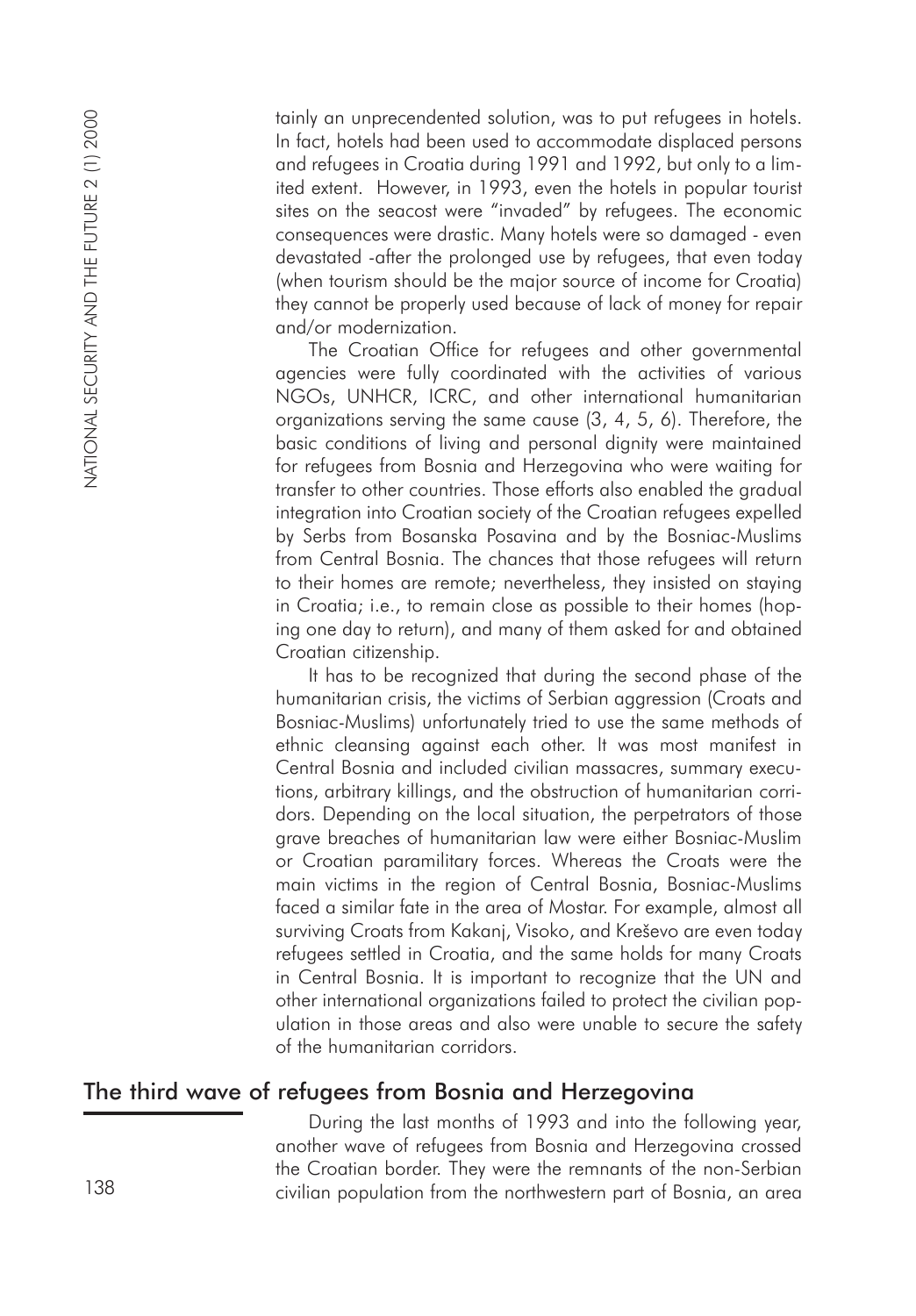tainly an unprecendented solution, was to put refugees in hotels. In fact, hotels had been used to accommodate displaced persons and refugees in Croatia during 1991 and 1992, but only to a limited extent. However, in 1993, even the hotels in popular tourist sites on the seacost were "invaded" by refugees. The economic consequences were drastic. Many hotels were so damaged - even devastated -after the prolonged use by refugees, that even today (when tourism should be the major source of income for Croatia) they cannot be properly used because of lack of money for repair and/or modernization.

The Croatian Office for refugees and other governmental agencies were fully coordinated with the activities of various NGOs, UNHCR, ICRC, and other international humanitarian organizations serving the same cause (3, 4, 5, 6). Therefore, the basic conditions of living and personal dignity were maintained for refugees from Bosnia and Herzegovina who were waiting for transfer to other countries. Those efforts also enabled the gradual integration into Croatian society of the Croatian refugees expelled by Serbs from Bosanska Posavina and by the Bosniac-Muslims from Central Bosnia. The chances that those refugees will return to their homes are remote; nevertheless, they insisted on staying in Croatia; i.e., to remain close as possible to their homes (hoping one day to return), and many of them asked for and obtained Croatian citizenship.

It has to be recognized that during the second phase of the humanitarian crisis, the victims of Serbian aggression (Croats and Bosniac-Muslims) unfortunately tried to use the same methods of ethnic cleansing against each other. It was most manifest in Central Bosnia and included civilian massacres, summary executions, arbitrary killings, and the obstruction of humanitarian corridors. Depending on the local situation, the perpetrators of those grave breaches of humanitarian law were either Bosniac-Muslim or Croatian paramilitary forces. Whereas the Croats were the main victims in the region of Central Bosnia, Bosniac-Muslims faced a similar fate in the area of Mostar. For example, almost all surviving Croats from Kakanj, Visoko, and Kreševo are even today refugees settled in Croatia, and the same holds for many Croats in Central Bosnia. It is important to recognize that the UN and other international organizations failed to protect the civilian population in those areas and also were unable to secure the safety of the humanitarian corridors.

## The third wave of refugees from Bosnia and Herzegovina

During the last months of 1993 and into the following year, another wave of refugees from Bosnia and Herzegovina crossed the Croatian border. They were the remnants of the non-Serbian civilian population from the northwestern part of Bosnia, an area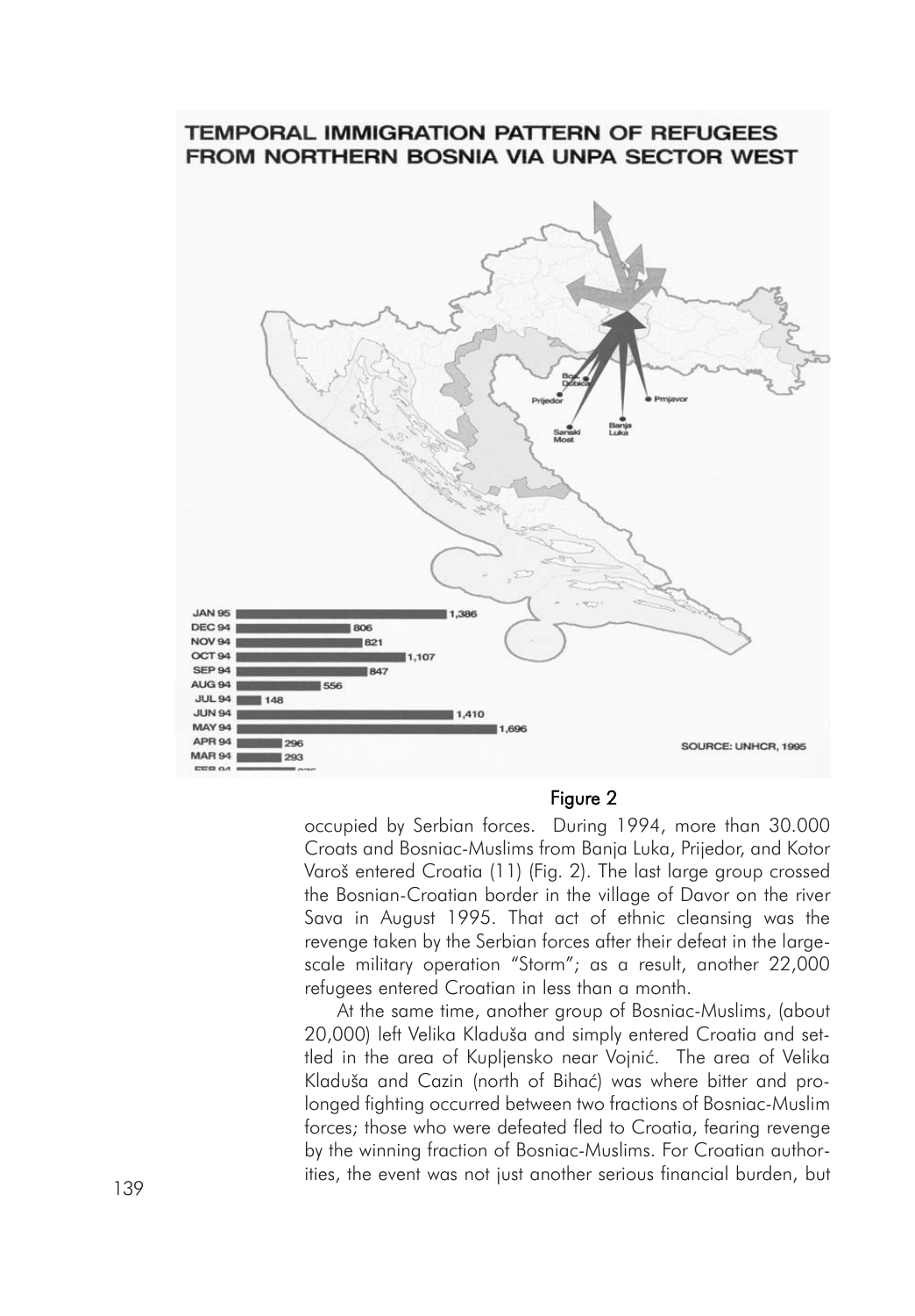TEMPORAL IMMIGRATION PATTERN OF REFUGEES FROM NORTHERN BOSNIA VIA UNPA SECTOR WEST

| Month | Refugees |
|---|---|
| JAN 95 | 1,386 |
| DEC 94 | 806 |
| NOV 94 | 821 |
| OCT 94 | 1,107 |
| SEP 94 | 847 |
| AUG 94 | 556 |
| JUL 94 | 148 |
| JUN 94 | 1,410 |
| MAY 94 | 1,696 |
| APR 94 | 296 |
| MAR 94 | 293 |

SOURCE: UNHCR, 1995

Figure 2

occupied by Serbian forces. During 1994, more than 30.000 Croats and Bosniac-Muslims from Banja Luka, Prijedor, and Kotor Varoš entered Croatia (11) (Fig. 2). The last large group crossed the Bosnian-Croatian border in the village of Davor on the river Sava in August 1995. That act of ethnic cleansing was the revenge taken by the Serbian forces after their defeat in the large-scale military operation "Storm"; as a result, another 22,000 refugees entered Croatian in less than a month.

At the same time, another group of Bosniac-Muslims, (about 20,000) left Velika Kladuša and simply entered Croatia and settled in the area of Kupljensko near Vojnić. The area of Velika Kladuša and Cazin (north of Bihać) was where bitter and prolonged fighting occurred between two fractions of Bosniac-Muslim forces; those who were defeated fled to Croatia, fearing revenge by the winning fraction of Bosniac-Muslims. For Croatian authorities, the event was not just another serious financial burden, but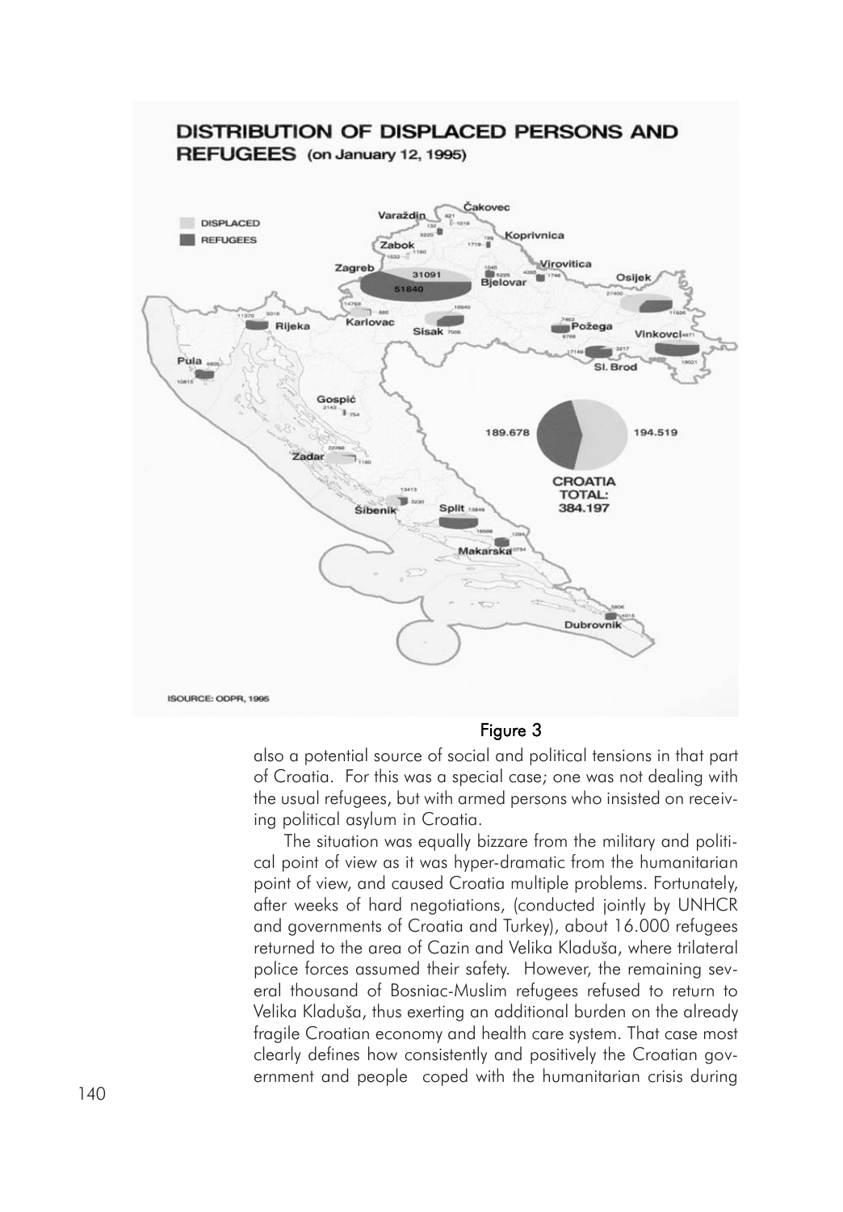**DISTRIBUTION OF DISPLACED PERSONS AND REFUGEES (on January 12, 1995)**

SOURCE: ODPR, 1995

Figure 3

also a potential source of social and political tensions in that part of Croatia. For this was a special case; one was not dealing with the usual refugees, but with armed persons who insisted on receiving political asylum in Croatia.

The situation was equally bizzare from the military and political point of view as it was hyper-dramatic from the humanitarian point of view, and caused Croatia multiple problems. Fortunately, after weeks of hard negotiations, (conducted jointly by UNHCR and governments of Croatia and Turkey), about 16.000 refugees returned to the area of Cazin and Velika Kladuša, where trilateral police forces assumed their safety. However, the remaining several thousand of Bosniac-Muslim refugees refused to return to Velika Kladuša, thus exerting an additional burden on the already fragile Croatian economy and health care system. That case most clearly defines how consistently and positively the Croatian government and people coped with the humanitarian crisis during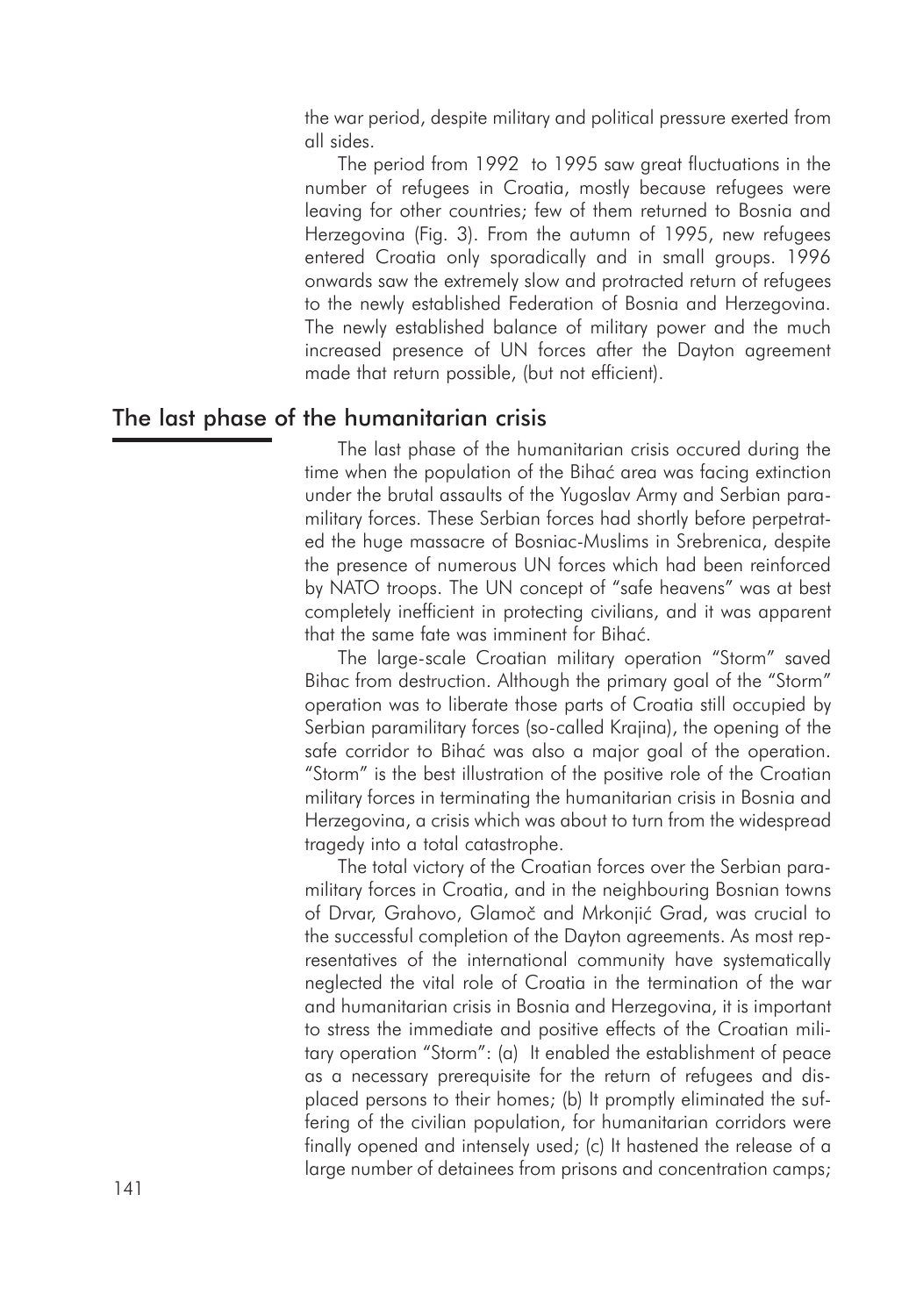the war period, despite military and political pressure exerted from all sides.

The period from 1992 to 1995 saw great fluctuations in the number of refugees in Croatia, mostly because refugees were leaving for other countries; few of them returned to Bosnia and Herzegovina (Fig. 3). From the autumn of 1995, new refugees entered Croatia only sporadically and in small groups. 1996 onwards saw the extremely slow and protracted return of refugees to the newly established Federation of Bosnia and Herzegovina. The newly established balance of military power and the much increased presence of UN forces after the Dayton agreement made that return possible, (but not efficient).

## The last phase of the humanitarian crisis

The last phase of the humanitarian crisis occured during the time when the population of the Bihać area was facing extinction under the brutal assaults of the Yugoslav Army and Serbian paramilitary forces. These Serbian forces had shortly before perpetrated the huge massacre of Bosniac-Muslims in Srebrenica, despite the presence of numerous UN forces which had been reinforced by NATO troops. The UN concept of "safe heavens" was at best completely inefficient in protecting civilians, and it was apparent that the same fate was imminent for Bihać.

The large-scale Croatian military operation "Storm" saved Bihac from destruction. Although the primary goal of the "Storm" operation was to liberate those parts of Croatia still occupied by Serbian paramilitary forces (so-called Krajina), the opening of the safe corridor to Bihać was also a major goal of the operation. "Storm" is the best illustration of the positive role of the Croatian military forces in terminating the humanitarian crisis in Bosnia and Herzegovina, a crisis which was about to turn from the widespread tragedy into a total catastrophe.

The total victory of the Croatian forces over the Serbian paramilitary forces in Croatia, and in the neighbouring Bosnian towns of Drvar, Grahovo, Glamoč and Mrkonjić Grad, was crucial to the successful completion of the Dayton agreements. As most representatives of the international community have systematically neglected the vital role of Croatia in the termination of the war and humanitarian crisis in Bosnia and Herzegovina, it is important to stress the immediate and positive effects of the Croatian military operation "Storm": (a) It enabled the establishment of peace as a necessary prerequisite for the return of refugees and displaced persons to their homes; (b) It promptly eliminated the suffering of the civilian population, for humanitarian corridors were finally opened and intensely used; (c) It hastened the release of a large number of detainees from prisons and concentration camps;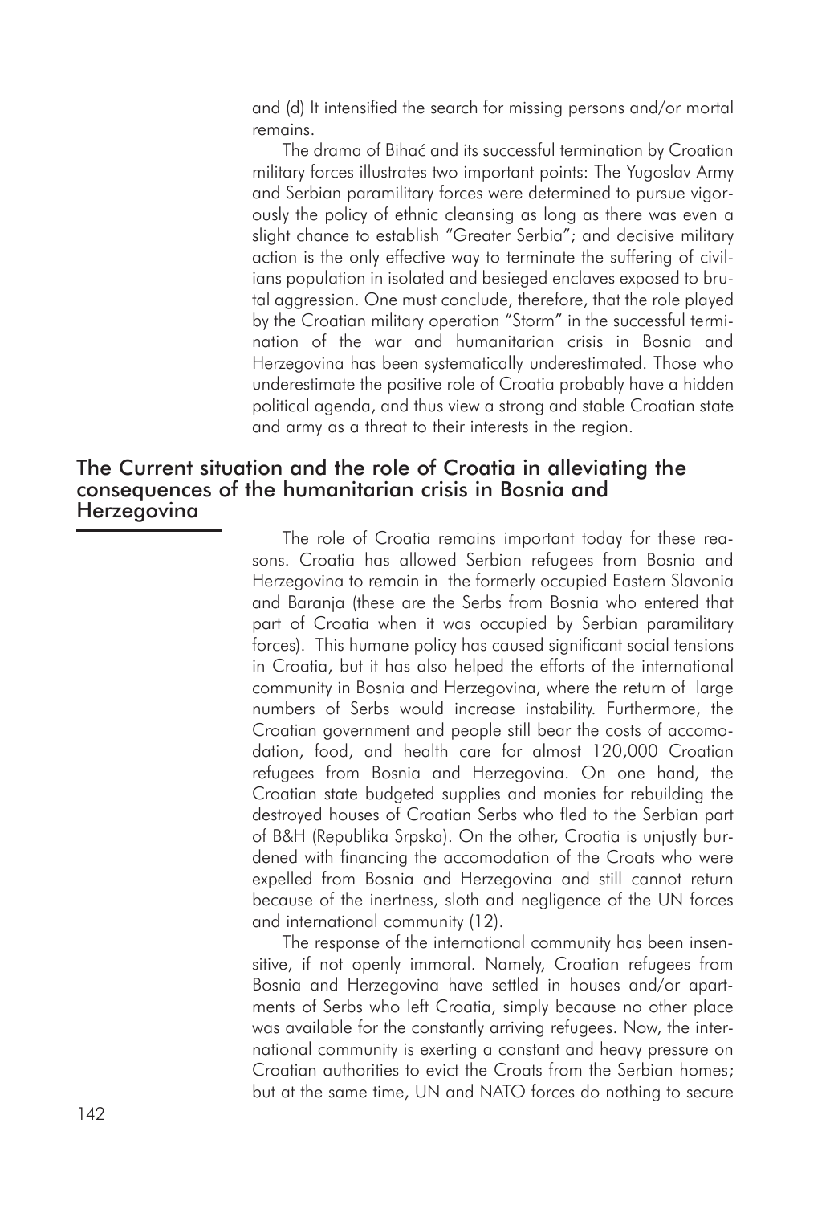and (d) It intensified the search for missing persons and/or mortal remains.

The drama of Bihać and its successful termination by Croatian military forces illustrates two important points: The Yugoslav Army and Serbian paramilitary forces were determined to pursue vigorously the policy of ethnic cleansing as long as there was even a slight chance to establish "Greater Serbia"; and decisive military action is the only effective way to terminate the suffering of civilians population in isolated and besieged enclaves exposed to brutal aggression. One must conclude, therefore, that the role played by the Croatian military operation "Storm" in the successful termination of the war and humanitarian crisis in Bosnia and Herzegovina has been systematically underestimated. Those who underestimate the positive role of Croatia probably have a hidden political agenda, and thus view a strong and stable Croatian state and army as a threat to their interests in the region.

## The Current situation and the role of Croatia in alleviating the consequences of the humanitarian crisis in Bosnia and Herzegovina

The role of Croatia remains important today for these reasons. Croatia has allowed Serbian refugees from Bosnia and Herzegovina to remain in the formerly occupied Eastern Slavonia and Baranja (these are the Serbs from Bosnia who entered that part of Croatia when it was occupied by Serbian paramilitary forces). This humane policy has caused significant social tensions in Croatia, but it has also helped the efforts of the international community in Bosnia and Herzegovina, where the return of large numbers of Serbs would increase instability. Furthermore, the Croatian government and people still bear the costs of accomodation, food, and health care for almost 120,000 Croatian refugees from Bosnia and Herzegovina. On one hand, the Croatian state budgeted supplies and monies for rebuilding the destroyed houses of Croatian Serbs who fled to the Serbian part of B&H (Republika Srpska). On the other, Croatia is unjustly burdened with financing the accomodation of the Croats who were expelled from Bosnia and Herzegovina and still cannot return because of the inertness, sloth and negligence of the UN forces and international community (12).

The response of the international community has been insensitive, if not openly immoral. Namely, Croatian refugees from Bosnia and Herzegovina have settled in houses and/or apartments of Serbs who left Croatia, simply because no other place was available for the constantly arriving refugees. Now, the international community is exerting a constant and heavy pressure on Croatian authorities to evict the Croats from the Serbian homes; but at the same time, UN and NATO forces do nothing to secure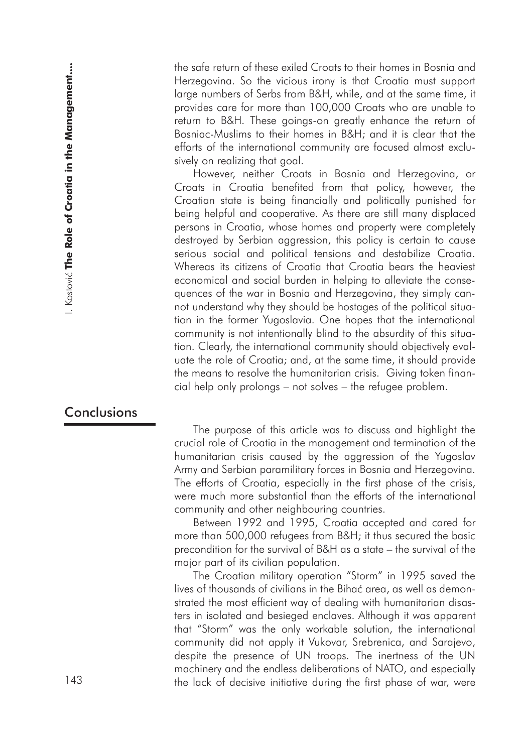the safe return of these exiled Croats to their homes in Bosnia and Herzegovina. So the vicious irony is that Croatia must support large numbers of Serbs from B&H, while, and at the same time, it provides care for more than 100,000 Croats who are unable to return to B&H. These goings-on greatly enhance the return of Bosniac-Muslims to their homes in B&H; and it is clear that the efforts of the international community are focused almost exclusively on realizing that goal.

However, neither Croats in Bosnia and Herzegovina, or Croats in Croatia benefited from that policy, however, the Croatian state is being financially and politically punished for being helpful and cooperative. As there are still many displaced persons in Croatia, whose homes and property were completely destroyed by Serbian aggression, this policy is certain to cause serious social and political tensions and destabilize Croatia. Whereas its citizens of Croatia that Croatia bears the heaviest economical and social burden in helping to alleviate the consequences of the war in Bosnia and Herzegovina, they simply cannot understand why they should be hostages of the political situation in the former Yugoslavia. One hopes that the international community is not intentionally blind to the absurdity of this situation. Clearly, the international community should objectively evaluate the role of Croatia; and, at the same time, it should provide the means to resolve the humanitarian crisis. Giving token financial help only prolongs – not solves – the refugee problem.

## Conclusions

The purpose of this article was to discuss and highlight the crucial role of Croatia in the management and termination of the humanitarian crisis caused by the aggression of the Yugoslav Army and Serbian paramilitary forces in Bosnia and Herzegovina. The efforts of Croatia, especially in the first phase of the crisis, were much more substantial than the efforts of the international community and other neighbouring countries.

Between 1992 and 1995, Croatia accepted and cared for more than 500,000 refugees from B&H; it thus secured the basic precondition for the survival of B&H as a state – the survival of the major part of its civilian population.

The Croatian military operation "Storm" in 1995 saved the lives of thousands of civilians in the Bihać area, as well as demonstrated the most efficient way of dealing with humanitarian disasters in isolated and besieged enclaves. Although it was apparent that "Storm" was the only workable solution, the international community did not apply it Vukovar, Srebrenica, and Sarajevo, despite the presence of UN troops. The inertness of the UN machinery and the endless deliberations of NATO, and especially the lack of decisive initiative during the first phase of war, were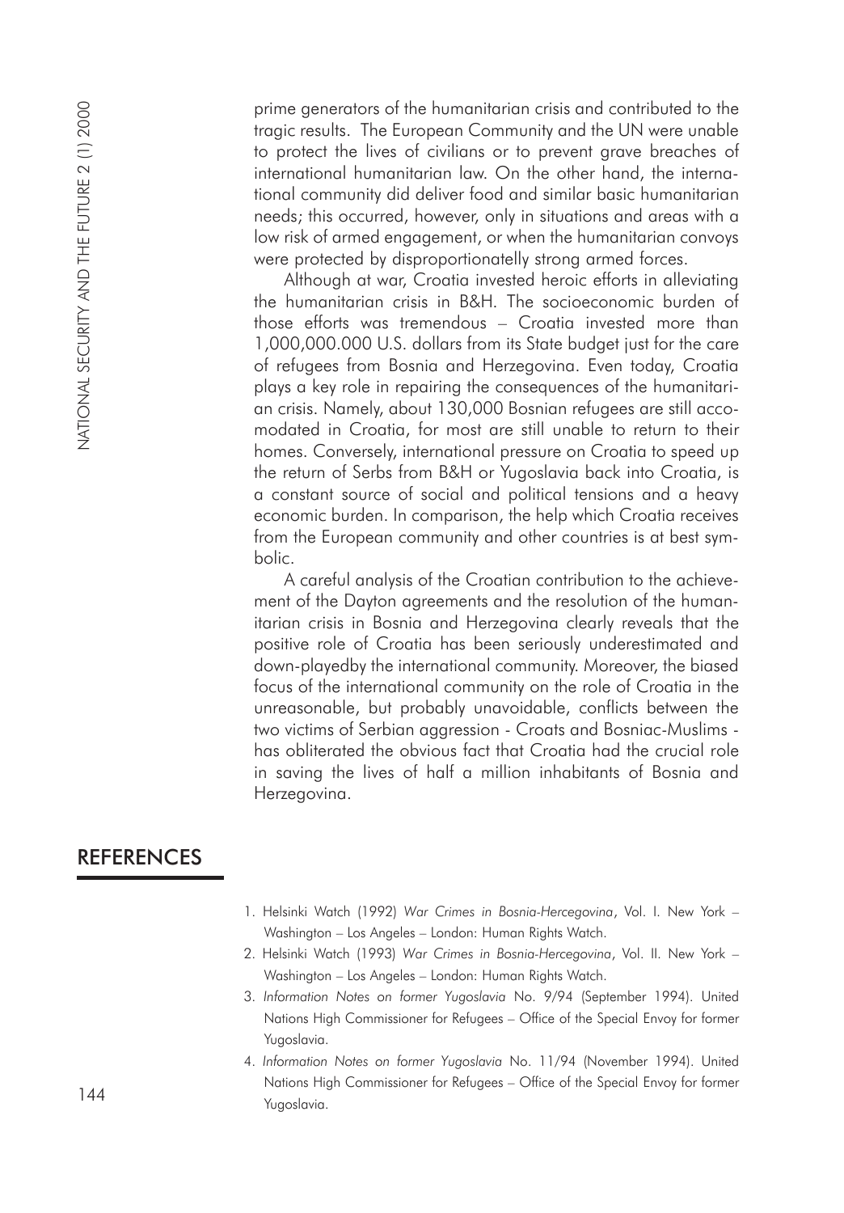prime generators of the humanitarian crisis and contributed to the tragic results. The European Community and the UN were unable to protect the lives of civilians or to prevent grave breaches of international humanitarian law. On the other hand, the international community did deliver food and similar basic humanitarian needs; this occurred, however, only in situations and areas with a low risk of armed engagement, or when the humanitarian convoys were protected by disproportionatelly strong armed forces.

Although at war, Croatia invested heroic efforts in alleviating the humanitarian crisis in B&H. The socioeconomic burden of those efforts was tremendous – Croatia invested more than 1,000,000.000 U.S. dollars from its State budget just for the care of refugees from Bosnia and Herzegovina. Even today, Croatia plays a key role in repairing the consequences of the humanitarian crisis. Namely, about 130,000 Bosnian refugees are still accomodated in Croatia, for most are still unable to return to their homes. Conversely, international pressure on Croatia to speed up the return of Serbs from B&H or Yugoslavia back into Croatia, is a constant source of social and political tensions and a heavy economic burden. In comparison, the help which Croatia receives from the European community and other countries is at best symbolic.

A careful analysis of the Croatian contribution to the achievement of the Dayton agreements and the resolution of the humanitarian crisis in Bosnia and Herzegovina clearly reveals that the positive role of Croatia has been seriously underestimated and down-playedby the international community. Moreover, the biased focus of the international community on the role of Croatia in the unreasonable, but probably unavoidable, conflicts between the two victims of Serbian aggression - Croats and Bosniac-Muslims - has obliterated the obvious fact that Croatia had the crucial role in saving the lives of half a million inhabitants of Bosnia and Herzegovina.

## REFERENCES

1. Helsinki Watch (1992) *War Crimes in Bosnia-Hercegovina*, Vol. I. New York – Washington – Los Angeles – London: Human Rights Watch.
2. Helsinki Watch (1993) *War Crimes in Bosnia-Hercegovina*, Vol. II. New York – Washington – Los Angeles – London: Human Rights Watch.
3. *Information Notes on former Yugoslavia* No. 9/94 (September 1994). United Nations High Commissioner for Refugees – Office of the Special Envoy for former Yugoslavia.
4. *Information Notes on former Yugoslavia* No. 11/94 (November 1994). United Nations High Commissioner for Refugees – Office of the Special Envoy for former Yugoslavia.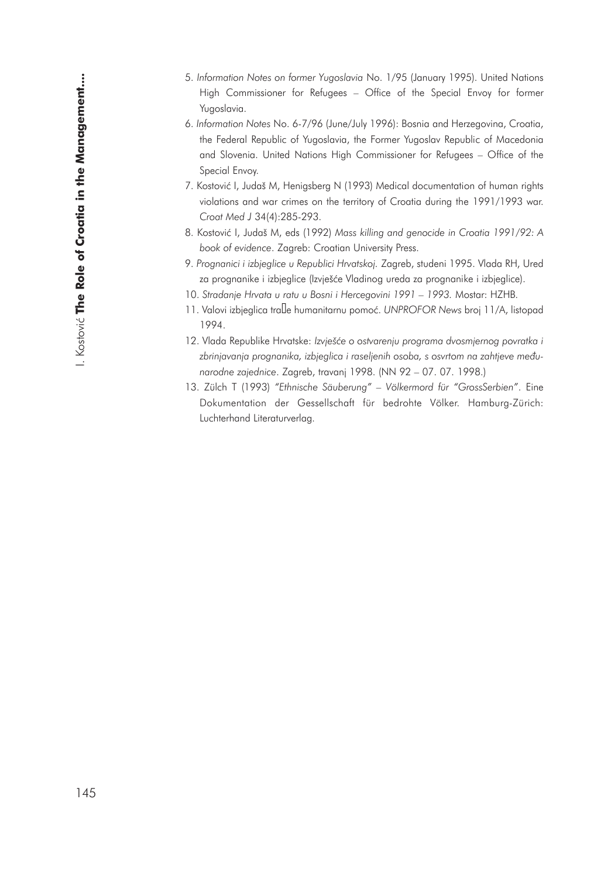5. *Information Notes on former Yugoslavia* No. 1/95 (January 1995). United Nations High Commissioner for Refugees – Office of the Special Envoy for former Yugoslavia.
6. *Information Notes* No. 6-7/96 (June/July 1996): Bosnia and Herzegovina, Croatia, the Federal Republic of Yugoslavia, the Former Yugoslav Republic of Macedonia and Slovenia. United Nations High Commissioner for Refugees – Office of the Special Envoy.
7. Kostović I, Judaš M, Henigsberg N (1993) Medical documentation of human rights violations and war crimes on the territory of Croatia during the 1991/1993 war. *Croat Med J* 34(4):285-293.
8. Kostović I, Judaš M, eds (1992) *Mass killing and genocide in Croatia 1991/92: A book of evidence*. Zagreb: Croatian University Press.
9. *Prognanici i izbjeglice u Republici Hrvatskoj.* Zagreb, studeni 1995. Vlada RH, Ured za prognanike i izbjeglice (Izvješće Vladinog ureda za prognanike i izbjeglice).
10. *Stradanje Hrvata u ratu u Bosni i Hercegovini 1991 – 1993.* Mostar: HZHB.
11. Valovi izbjeglica tra□e humanitarnu pomoć. *UNPROFOR News* broj 11/A, listopad 1994.
12. Vlada Republike Hrvatske: *Izvješće o ostvarenju programa dvosmjernog povratka i zbrinjavanja prognanika, izbjeglica i raseljenih osoba, s osvrtom na zahtjeve međunarodne zajednice*. Zagreb, travanj 1998. (NN 92 – 07. 07. 1998.)
13. Zülch T (1993) *"Ethnische Säuberung" – Völkermord für "GrossSerbien"*. Eine Dokumentation der Gessellschaft für bedrohte Völker. Hamburg-Zürich: Luchterhand Literaturverlag.